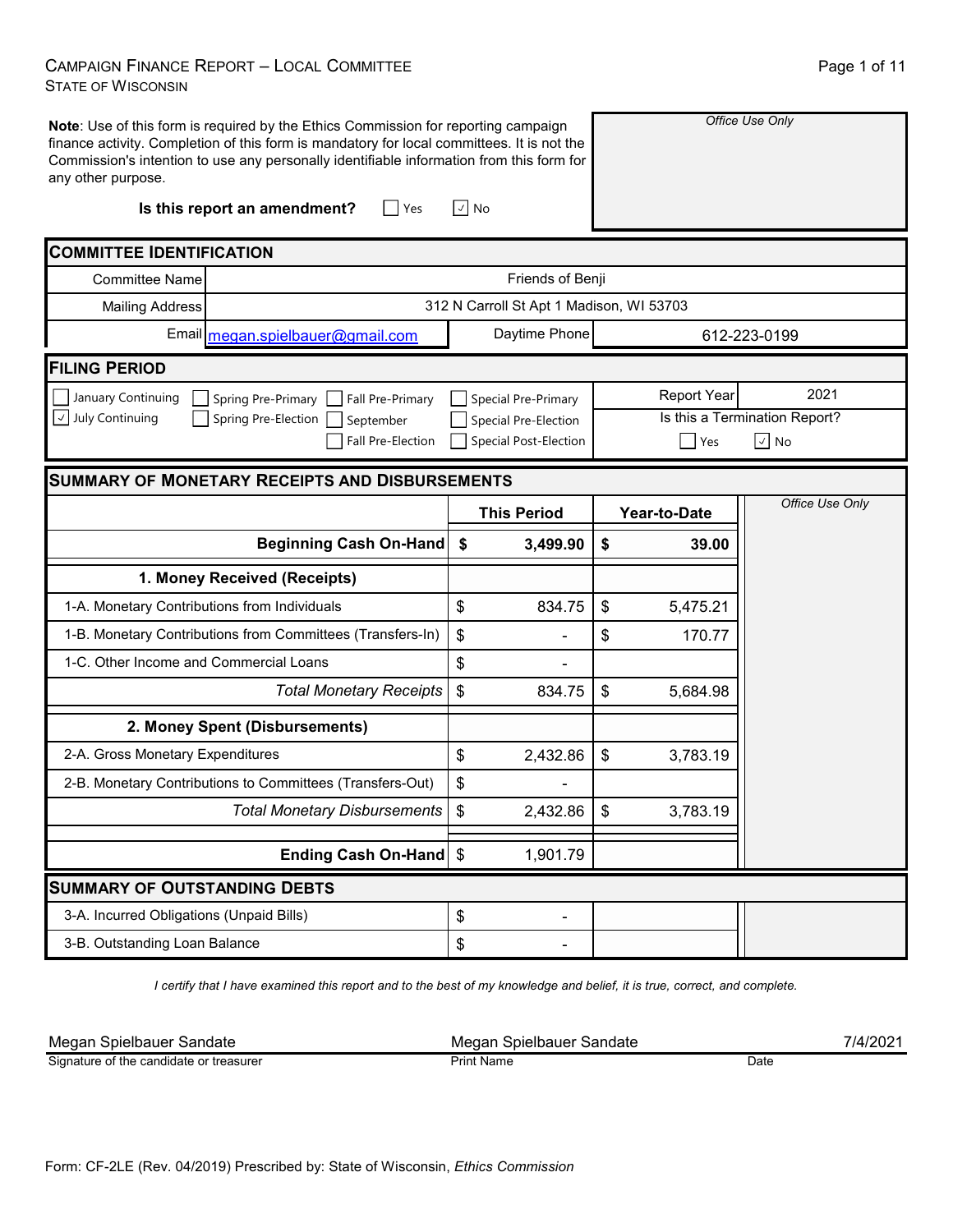# Campaign Finance Report – Local Committee

State of Wisconsin

**Note**: Use of this form is required by the Ethics Commission for reporting campaign finance activity. Completion of this form is mandatory for local committees. It is not the Commission's intention to use any personally identifiable information from this form for any other purpose.

*Office Use Only*

**Is this report an amendment?** ☐ Yes ☑ No

## COMMITTEE IDENTIFICATION

| | | | |
|---|---|---|---|
| Committee Name | Friends of Benji | | |
| Mailing Address | 312 N Carroll St Apt 1 Madison, WI 53703 | | |
| Email | megan.spielbauer@gmail.com | Daytime Phone | 612-223-0199 |

## FILING PERIOD

☐ January Continuing ☑ July Continuing ☐ Spring Pre-Primary ☐ Spring Pre-Election ☐ Fall Pre-Primary ☐ September ☐ Fall Pre-Election ☐ Special Pre-Primary ☐ Special Pre-Election ☐ Special Post-Election

Report Year: 2021

Is this a Termination Report? ☐ Yes ☑ No

## SUMMARY OF MONETARY RECEIPTS AND DISBURSEMENTS

| | This Period | Year-to-Date |
|---|---|---|
| **Beginning Cash On-Hand** | **$ 3,499.90** | **$ 39.00** |
| **1. Money Received (Receipts)** | | |
| 1-A. Monetary Contributions from Individuals | $ 834.75 | $ 5,475.21 |
| 1-B. Monetary Contributions from Committees (Transfers-In) | $ - | $ 170.77 |
| 1-C. Other Income and Commercial Loans | $ - | |
| *Total Monetary Receipts* | $ 834.75 | $ 5,684.98 |
| **2. Money Spent (Disbursements)** | | |
| 2-A. Gross Monetary Expenditures | $ 2,432.86 | $ 3,783.19 |
| 2-B. Monetary Contributions to Committees (Transfers-Out) | $ - | |
| *Total Monetary Disbursements* | $ 2,432.86 | $ 3,783.19 |
| **Ending Cash On-Hand** | $ 1,901.79 | |

*Office Use Only*

## SUMMARY OF OUTSTANDING DEBTS

| | |
|---|---|
| 3-A. Incurred Obligations (Unpaid Bills) | $ - |
| 3-B. Outstanding Loan Balance | $ - |

*I certify that I have examined this report and to the best of my knowledge and belief, it is true, correct, and complete.*

| Signature of the candidate or treasurer | Print Name | Date |
|---|---|---|
| Megan Spielbauer Sandate | Megan Spielbauer Sandate | 7/4/2021 |

Form: CF-2LE (Rev. 04/2019) Prescribed by: State of Wisconsin, *Ethics Commission*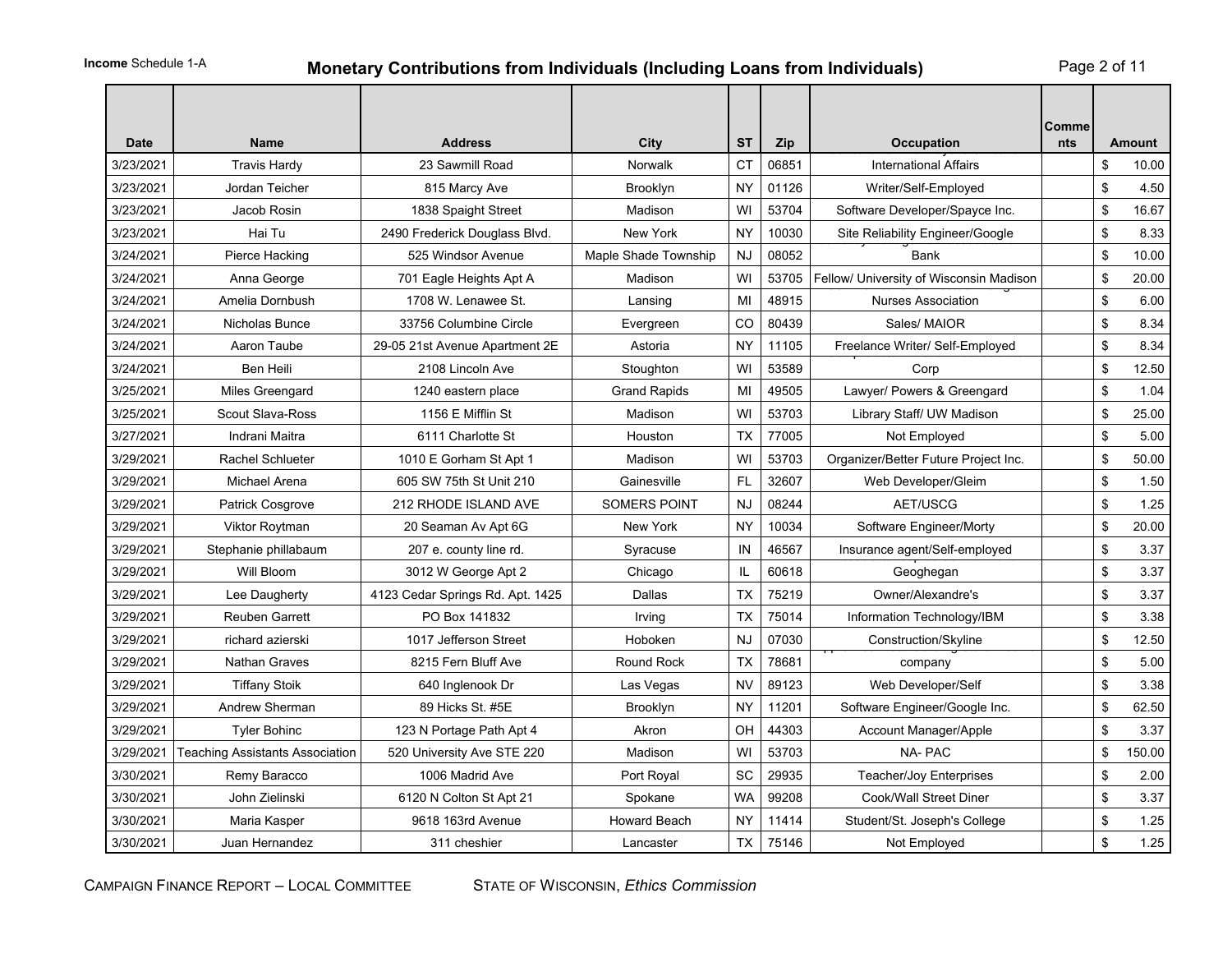**Income** Schedule 1-A

# Monetary Contributions from Individuals (Including Loans from Individuals)

| Date | Name | Address | City | ST | Zip | Occupation | Comments | Amount |
|---|---|---|---|---|---|---|---|---|
| 3/23/2021 | Travis Hardy | 23 Sawmill Road | Norwalk | CT | 06851 | International Affairs | | $ 10.00 |
| 3/23/2021 | Jordan Teicher | 815 Marcy Ave | Brooklyn | NY | 01126 | Writer/Self-Employed | | $ 4.50 |
| 3/23/2021 | Jacob Rosin | 1838 Spaight Street | Madison | WI | 53704 | Software Developer/Spayce Inc. | | $ 16.67 |
| 3/23/2021 | Hai Tu | 2490 Frederick Douglass Blvd. | New York | NY | 10030 | Site Reliability Engineer/Google | | $ 8.33 |
| 3/24/2021 | Pierce Hacking | 525 Windsor Avenue | Maple Shade Township | NJ | 08052 | Bank | | $ 10.00 |
| 3/24/2021 | Anna George | 701 Eagle Heights Apt A | Madison | WI | 53705 | Fellow/ University of Wisconsin Madison | | $ 20.00 |
| 3/24/2021 | Amelia Dornbush | 1708 W. Lenawee St. | Lansing | MI | 48915 | Nurses Association | | $ 6.00 |
| 3/24/2021 | Nicholas Bunce | 33756 Columbine Circle | Evergreen | CO | 80439 | Sales/ MAIOR | | $ 8.34 |
| 3/24/2021 | Aaron Taube | 29-05 21st Avenue Apartment 2E | Astoria | NY | 11105 | Freelance Writer/ Self-Employed | | $ 8.34 |
| 3/24/2021 | Ben Heili | 2108 Lincoln Ave | Stoughton | WI | 53589 | Corp | | $ 12.50 |
| 3/25/2021 | Miles Greengard | 1240 eastern place | Grand Rapids | MI | 49505 | Lawyer/ Powers & Greengard | | $ 1.04 |
| 3/25/2021 | Scout Slava-Ross | 1156 E Mifflin St | Madison | WI | 53703 | Library Staff/ UW Madison | | $ 25.00 |
| 3/27/2021 | Indrani Maitra | 6111 Charlotte St | Houston | TX | 77005 | Not Employed | | $ 5.00 |
| 3/29/2021 | Rachel Schlueter | 1010 E Gorham St Apt 1 | Madison | WI | 53703 | Organizer/Better Future Project Inc. | | $ 50.00 |
| 3/29/2021 | Michael Arena | 605 SW 75th St Unit 210 | Gainesville | FL | 32607 | Web Developer/Gleim | | $ 1.50 |
| 3/29/2021 | Patrick Cosgrove | 212 RHODE ISLAND AVE | SOMERS POINT | NJ | 08244 | AET/USCG | | $ 1.25 |
| 3/29/2021 | Viktor Roytman | 20 Seaman Av Apt 6G | New York | NY | 10034 | Software Engineer/Morty | | $ 20.00 |
| 3/29/2021 | Stephanie phillabaum | 207 e. county line rd. | Syracuse | IN | 46567 | Insurance agent/Self-employed | | $ 3.37 |
| 3/29/2021 | Will Bloom | 3012 W George Apt 2 | Chicago | IL | 60618 | Geoghegan | | $ 3.37 |
| 3/29/2021 | Lee Daugherty | 4123 Cedar Springs Rd. Apt. 1425 | Dallas | TX | 75219 | Owner/Alexandre's | | $ 3.37 |
| 3/29/2021 | Reuben Garrett | PO Box 141832 | Irving | TX | 75014 | Information Technology/IBM | | $ 3.38 |
| 3/29/2021 | richard azierski | 1017 Jefferson Street | Hoboken | NJ | 07030 | Construction/Skyline | | $ 12.50 |
| 3/29/2021 | Nathan Graves | 8215 Fern Bluff Ave | Round Rock | TX | 78681 | company | | $ 5.00 |
| 3/29/2021 | Tiffany Stoik | 640 Inglenook Dr | Las Vegas | NV | 89123 | Web Developer/Self | | $ 3.38 |
| 3/29/2021 | Andrew Sherman | 89 Hicks St. #5E | Brooklyn | NY | 11201 | Software Engineer/Google Inc. | | $ 62.50 |
| 3/29/2021 | Tyler Bohinc | 123 N Portage Path Apt 4 | Akron | OH | 44303 | Account Manager/Apple | | $ 3.37 |
| 3/29/2021 | Teaching Assistants Association | 520 University Ave STE 220 | Madison | WI | 53703 | NA- PAC | | $ 150.00 |
| 3/30/2021 | Remy Baracco | 1006 Madrid Ave | Port Royal | SC | 29935 | Teacher/Joy Enterprises | | $ 2.00 |
| 3/30/2021 | John Zielinski | 6120 N Colton St Apt 21 | Spokane | WA | 99208 | Cook/Wall Street Diner | | $ 3.37 |
| 3/30/2021 | Maria Kasper | 9618 163rd Avenue | Howard Beach | NY | 11414 | Student/St. Joseph's College | | $ 1.25 |
| 3/30/2021 | Juan Hernandez | 311 cheshier | Lancaster | TX | 75146 | Not Employed | | $ 1.25 |

CAMPAIGN FINANCE REPORT – LOCAL COMMITTEE    STATE OF WISCONSIN, *Ethics Commission*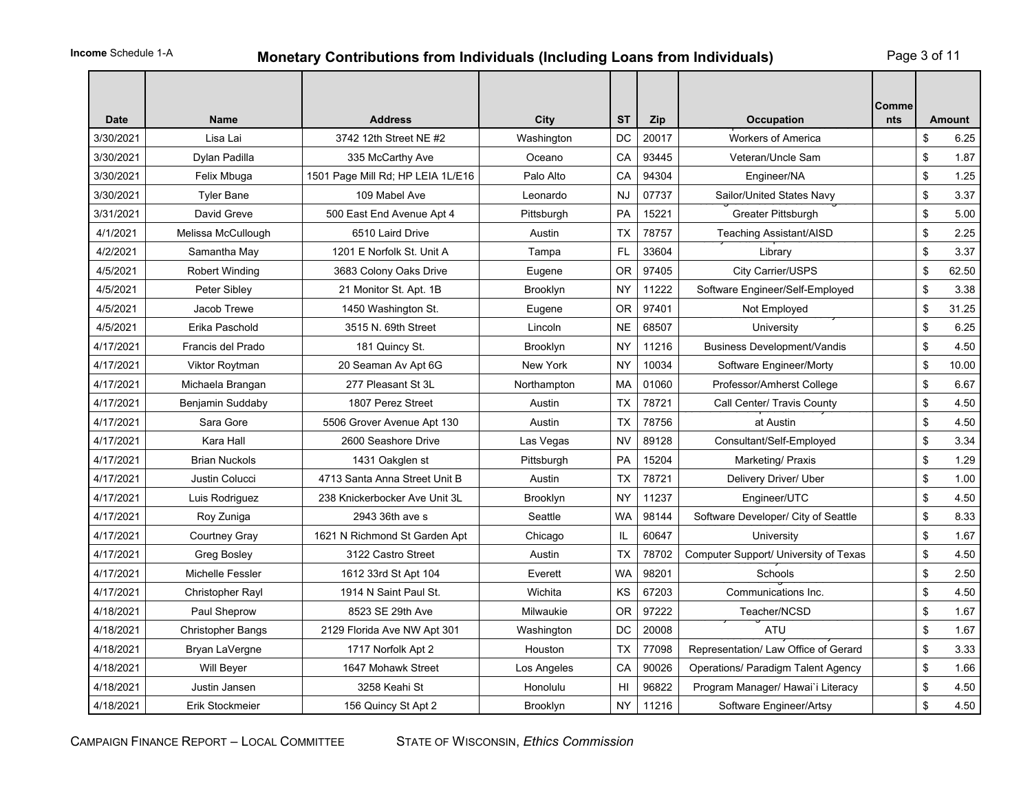**Income** Schedule 1-A

# Monetary Contributions from Individuals (Including Loans from Individuals)

| Date | Name | Address | City | ST | Zip | Occupation | Comments | Amount |
|---|---|---|---|---|---|---|---|---|
| 3/30/2021 | Lisa Lai | 3742 12th Street NE #2 | Washington | DC | 20017 | Workers of America | | $ 6.25 |
| 3/30/2021 | Dylan Padilla | 335 McCarthy Ave | Oceano | CA | 93445 | Veteran/Uncle Sam | | $ 1.87 |
| 3/30/2021 | Felix Mbuga | 1501 Page Mill Rd; HP LEIA 1L/E16 | Palo Alto | CA | 94304 | Engineer/NA | | $ 1.25 |
| 3/30/2021 | Tyler Bane | 109 Mabel Ave | Leonardo | NJ | 07737 | Sailor/United States Navy | | $ 3.37 |
| 3/31/2021 | David Greve | 500 East End Avenue Apt 4 | Pittsburgh | PA | 15221 | Greater Pittsburgh | | $ 5.00 |
| 4/1/2021 | Melissa McCullough | 6510 Laird Drive | Austin | TX | 78757 | Teaching Assistant/AISD | | $ 2.25 |
| 4/2/2021 | Samantha May | 1201 E Norfolk St. Unit A | Tampa | FL | 33604 | Library | | $ 3.37 |
| 4/5/2021 | Robert Winding | 3683 Colony Oaks Drive | Eugene | OR | 97405 | City Carrier/USPS | | $ 62.50 |
| 4/5/2021 | Peter Sibley | 21 Monitor St. Apt. 1B | Brooklyn | NY | 11222 | Software Engineer/Self-Employed | | $ 3.38 |
| 4/5/2021 | Jacob Trewe | 1450 Washington St. | Eugene | OR | 97401 | Not Employed | | $ 31.25 |
| 4/5/2021 | Erika Paschold | 3515 N. 69th Street | Lincoln | NE | 68507 | University | | $ 6.25 |
| 4/17/2021 | Francis del Prado | 181 Quincy St. | Brooklyn | NY | 11216 | Business Development/Vandis | | $ 4.50 |
| 4/17/2021 | Viktor Roytman | 20 Seaman Av Apt 6G | New York | NY | 10034 | Software Engineer/Morty | | $ 10.00 |
| 4/17/2021 | Michaela Brangan | 277 Pleasant St 3L | Northampton | MA | 01060 | Professor/Amherst College | | $ 6.67 |
| 4/17/2021 | Benjamin Suddaby | 1807 Perez Street | Austin | TX | 78721 | Call Center/ Travis County | | $ 4.50 |
| 4/17/2021 | Sara Gore | 5506 Grover Avenue Apt 130 | Austin | TX | 78756 | at Austin | | $ 4.50 |
| 4/17/2021 | Kara Hall | 2600 Seashore Drive | Las Vegas | NV | 89128 | Consultant/Self-Employed | | $ 3.34 |
| 4/17/2021 | Brian Nuckols | 1431 Oakglen st | Pittsburgh | PA | 15204 | Marketing/ Praxis | | $ 1.29 |
| 4/17/2021 | Justin Colucci | 4713 Santa Anna Street Unit B | Austin | TX | 78721 | Delivery Driver/ Uber | | $ 1.00 |
| 4/17/2021 | Luis Rodriguez | 238 Knickerbocker Ave Unit 3L | Brooklyn | NY | 11237 | Engineer/UTC | | $ 4.50 |
| 4/17/2021 | Roy Zuniga | 2943 36th ave s | Seattle | WA | 98144 | Software Developer/ City of Seattle | | $ 8.33 |
| 4/17/2021 | Courtney Gray | 1621 N Richmond St Garden Apt | Chicago | IL | 60647 | University | | $ 1.67 |
| 4/17/2021 | Greg Bosley | 3122 Castro Street | Austin | TX | 78702 | Computer Support/ University of Texas | | $ 4.50 |
| 4/17/2021 | Michelle Fessler | 1612 33rd St Apt 104 | Everett | WA | 98201 | Schools | | $ 2.50 |
| 4/17/2021 | Christopher Rayl | 1914 N Saint Paul St. | Wichita | KS | 67203 | Communications Inc. | | $ 4.50 |
| 4/18/2021 | Paul Sheprow | 8523 SE 29th Ave | Milwaukie | OR | 97222 | Teacher/NCSD | | $ 1.67 |
| 4/18/2021 | Christopher Bangs | 2129 Florida Ave NW Apt 301 | Washington | DC | 20008 | ATU | | $ 1.67 |
| 4/18/2021 | Bryan LaVergne | 1717 Norfolk Apt 2 | Houston | TX | 77098 | Representation/ Law Office of Gerard | | $ 3.33 |
| 4/18/2021 | Will Beyer | 1647 Mohawk Street | Los Angeles | CA | 90026 | Operations/ Paradigm Talent Agency | | $ 1.66 |
| 4/18/2021 | Justin Jansen | 3258 Keahi St | Honolulu | HI | 96822 | Program Manager/ Hawai`i Literacy | | $ 4.50 |
| 4/18/2021 | Erik Stockmeier | 156 Quincy St Apt 2 | Brooklyn | NY | 11216 | Software Engineer/Artsy | | $ 4.50 |

CAMPAIGN FINANCE REPORT – LOCAL COMMITTEE    STATE OF WISCONSIN, *Ethics Commission*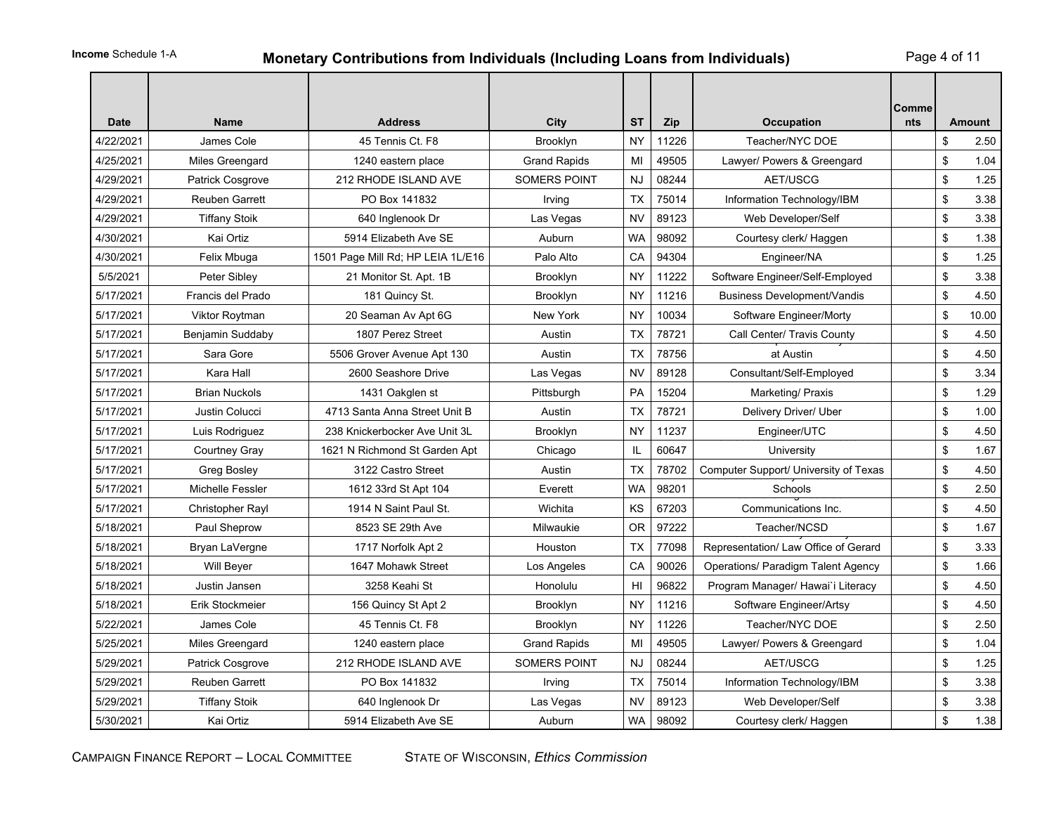**Income** Schedule 1-A

# Monetary Contributions from Individuals (Including Loans from Individuals)

| Date | Name | Address | City | ST | Zip | Occupation | Comments | Amount |
|---|---|---|---|---|---|---|---|---|
| 4/22/2021 | James Cole | 45 Tennis Ct. F8 | Brooklyn | NY | 11226 | Teacher/NYC DOE | | $ 2.50 |
| 4/25/2021 | Miles Greengard | 1240 eastern place | Grand Rapids | MI | 49505 | Lawyer/ Powers & Greengard | | $ 1.04 |
| 4/29/2021 | Patrick Cosgrove | 212 RHODE ISLAND AVE | SOMERS POINT | NJ | 08244 | AET/USCG | | $ 1.25 |
| 4/29/2021 | Reuben Garrett | PO Box 141832 | Irving | TX | 75014 | Information Technology/IBM | | $ 3.38 |
| 4/29/2021 | Tiffany Stoik | 640 Inglenook Dr | Las Vegas | NV | 89123 | Web Developer/Self | | $ 3.38 |
| 4/30/2021 | Kai Ortiz | 5914 Elizabeth Ave SE | Auburn | WA | 98092 | Courtesy clerk/ Haggen | | $ 1.38 |
| 4/30/2021 | Felix Mbuga | 1501 Page Mill Rd; HP LEIA 1L/E16 | Palo Alto | CA | 94304 | Engineer/NA | | $ 1.25 |
| 5/5/2021 | Peter Sibley | 21 Monitor St. Apt. 1B | Brooklyn | NY | 11222 | Software Engineer/Self-Employed | | $ 3.38 |
| 5/17/2021 | Francis del Prado | 181 Quincy St. | Brooklyn | NY | 11216 | Business Development/Vandis | | $ 4.50 |
| 5/17/2021 | Viktor Roytman | 20 Seaman Av Apt 6G | New York | NY | 10034 | Software Engineer/Morty | | $ 10.00 |
| 5/17/2021 | Benjamin Suddaby | 1807 Perez Street | Austin | TX | 78721 | Call Center/ Travis County | | $ 4.50 |
| 5/17/2021 | Sara Gore | 5506 Grover Avenue Apt 130 | Austin | TX | 78756 | at Austin | | $ 4.50 |
| 5/17/2021 | Kara Hall | 2600 Seashore Drive | Las Vegas | NV | 89128 | Consultant/Self-Employed | | $ 3.34 |
| 5/17/2021 | Brian Nuckols | 1431 Oakglen st | Pittsburgh | PA | 15204 | Marketing/ Praxis | | $ 1.29 |
| 5/17/2021 | Justin Colucci | 4713 Santa Anna Street Unit B | Austin | TX | 78721 | Delivery Driver/ Uber | | $ 1.00 |
| 5/17/2021 | Luis Rodriguez | 238 Knickerbocker Ave Unit 3L | Brooklyn | NY | 11237 | Engineer/UTC | | $ 4.50 |
| 5/17/2021 | Courtney Gray | 1621 N Richmond St Garden Apt | Chicago | IL | 60647 | University | | $ 1.67 |
| 5/17/2021 | Greg Bosley | 3122 Castro Street | Austin | TX | 78702 | Computer Support/ University of Texas | | $ 4.50 |
| 5/17/2021 | Michelle Fessler | 1612 33rd St Apt 104 | Everett | WA | 98201 | Schools | | $ 2.50 |
| 5/17/2021 | Christopher Rayl | 1914 N Saint Paul St. | Wichita | KS | 67203 | Communications Inc. | | $ 4.50 |
| 5/18/2021 | Paul Sheprow | 8523 SE 29th Ave | Milwaukie | OR | 97222 | Teacher/NCSD | | $ 1.67 |
| 5/18/2021 | Bryan LaVergne | 1717 Norfolk Apt 2 | Houston | TX | 77098 | Representation/ Law Office of Gerard | | $ 3.33 |
| 5/18/2021 | Will Beyer | 1647 Mohawk Street | Los Angeles | CA | 90026 | Operations/ Paradigm Talent Agency | | $ 1.66 |
| 5/18/2021 | Justin Jansen | 3258 Keahi St | Honolulu | HI | 96822 | Program Manager/ Hawai`i Literacy | | $ 4.50 |
| 5/18/2021 | Erik Stockmeier | 156 Quincy St Apt 2 | Brooklyn | NY | 11216 | Software Engineer/Artsy | | $ 4.50 |
| 5/22/2021 | James Cole | 45 Tennis Ct. F8 | Brooklyn | NY | 11226 | Teacher/NYC DOE | | $ 2.50 |
| 5/25/2021 | Miles Greengard | 1240 eastern place | Grand Rapids | MI | 49505 | Lawyer/ Powers & Greengard | | $ 1.04 |
| 5/29/2021 | Patrick Cosgrove | 212 RHODE ISLAND AVE | SOMERS POINT | NJ | 08244 | AET/USCG | | $ 1.25 |
| 5/29/2021 | Reuben Garrett | PO Box 141832 | Irving | TX | 75014 | Information Technology/IBM | | $ 3.38 |
| 5/29/2021 | Tiffany Stoik | 640 Inglenook Dr | Las Vegas | NV | 89123 | Web Developer/Self | | $ 3.38 |
| 5/30/2021 | Kai Ortiz | 5914 Elizabeth Ave SE | Auburn | WA | 98092 | Courtesy clerk/ Haggen | | $ 1.38 |

CAMPAIGN FINANCE REPORT – LOCAL COMMITTEE STATE OF WISCONSIN, *Ethics Commission*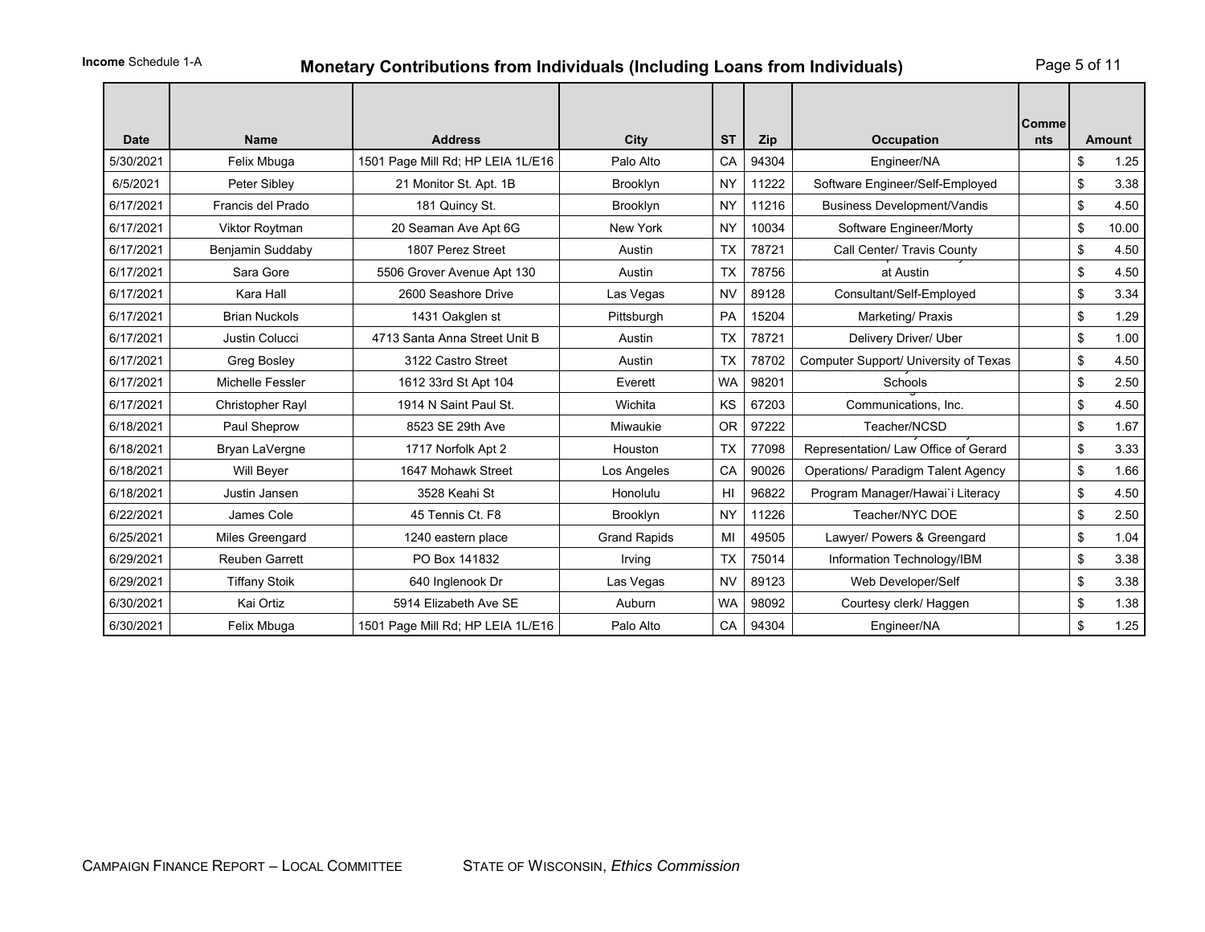**Income** Schedule 1-A

# Monetary Contributions from Individuals (Including Loans from Individuals)

| Date | Name | Address | City | ST | Zip | Occupation | Comments | Amount |
|---|---|---|---|---|---|---|---|---|
| 5/30/2021 | Felix Mbuga | 1501 Page Mill Rd; HP LEIA 1L/E16 | Palo Alto | CA | 94304 | Engineer/NA | | $ 1.25 |
| 6/5/2021 | Peter Sibley | 21 Monitor St. Apt. 1B | Brooklyn | NY | 11222 | Software Engineer/Self-Employed | | $ 3.38 |
| 6/17/2021 | Francis del Prado | 181 Quincy St. | Brooklyn | NY | 11216 | Business Development/Vandis | | $ 4.50 |
| 6/17/2021 | Viktor Roytman | 20 Seaman Ave Apt 6G | New York | NY | 10034 | Software Engineer/Morty | | $ 10.00 |
| 6/17/2021 | Benjamin Suddaby | 1807 Perez Street | Austin | TX | 78721 | Call Center/ Travis County | | $ 4.50 |
| 6/17/2021 | Sara Gore | 5506 Grover Avenue Apt 130 | Austin | TX | 78756 | at Austin | | $ 4.50 |
| 6/17/2021 | Kara Hall | 2600 Seashore Drive | Las Vegas | NV | 89128 | Consultant/Self-Employed | | $ 3.34 |
| 6/17/2021 | Brian Nuckols | 1431 Oakglen st | Pittsburgh | PA | 15204 | Marketing/ Praxis | | $ 1.29 |
| 6/17/2021 | Justin Colucci | 4713 Santa Anna Street Unit B | Austin | TX | 78721 | Delivery Driver/ Uber | | $ 1.00 |
| 6/17/2021 | Greg Bosley | 3122 Castro Street | Austin | TX | 78702 | Computer Support/ University of Texas | | $ 4.50 |
| 6/17/2021 | Michelle Fessler | 1612 33rd St Apt 104 | Everett | WA | 98201 | Schools | | $ 2.50 |
| 6/17/2021 | Christopher Rayl | 1914 N Saint Paul St. | Wichita | KS | 67203 | Communications, Inc. | | $ 4.50 |
| 6/18/2021 | Paul Sheprow | 8523 SE 29th Ave | Miwaukie | OR | 97222 | Teacher/NCSD | | $ 1.67 |
| 6/18/2021 | Bryan LaVergne | 1717 Norfolk Apt 2 | Houston | TX | 77098 | Representation/ Law Office of Gerard | | $ 3.33 |
| 6/18/2021 | Will Beyer | 1647 Mohawk Street | Los Angeles | CA | 90026 | Operations/ Paradigm Talent Agency | | $ 1.66 |
| 6/18/2021 | Justin Jansen | 3528 Keahi St | Honolulu | HI | 96822 | Program Manager/Hawai`i Literacy | | $ 4.50 |
| 6/22/2021 | James Cole | 45 Tennis Ct. F8 | Brooklyn | NY | 11226 | Teacher/NYC DOE | | $ 2.50 |
| 6/25/2021 | Miles Greengard | 1240 eastern place | Grand Rapids | MI | 49505 | Lawyer/ Powers & Greengard | | $ 1.04 |
| 6/29/2021 | Reuben Garrett | PO Box 141832 | Irving | TX | 75014 | Information Technology/IBM | | $ 3.38 |
| 6/29/2021 | Tiffany Stoik | 640 Inglenook Dr | Las Vegas | NV | 89123 | Web Developer/Self | | $ 3.38 |
| 6/30/2021 | Kai Ortiz | 5914 Elizabeth Ave SE | Auburn | WA | 98092 | Courtesy clerk/ Haggen | | $ 1.38 |
| 6/30/2021 | Felix Mbuga | 1501 Page Mill Rd; HP LEIA 1L/E16 | Palo Alto | CA | 94304 | Engineer/NA | | $ 1.25 |

CAMPAIGN FINANCE REPORT – LOCAL COMMITTEE  STATE OF WISCONSIN, *Ethics Commission*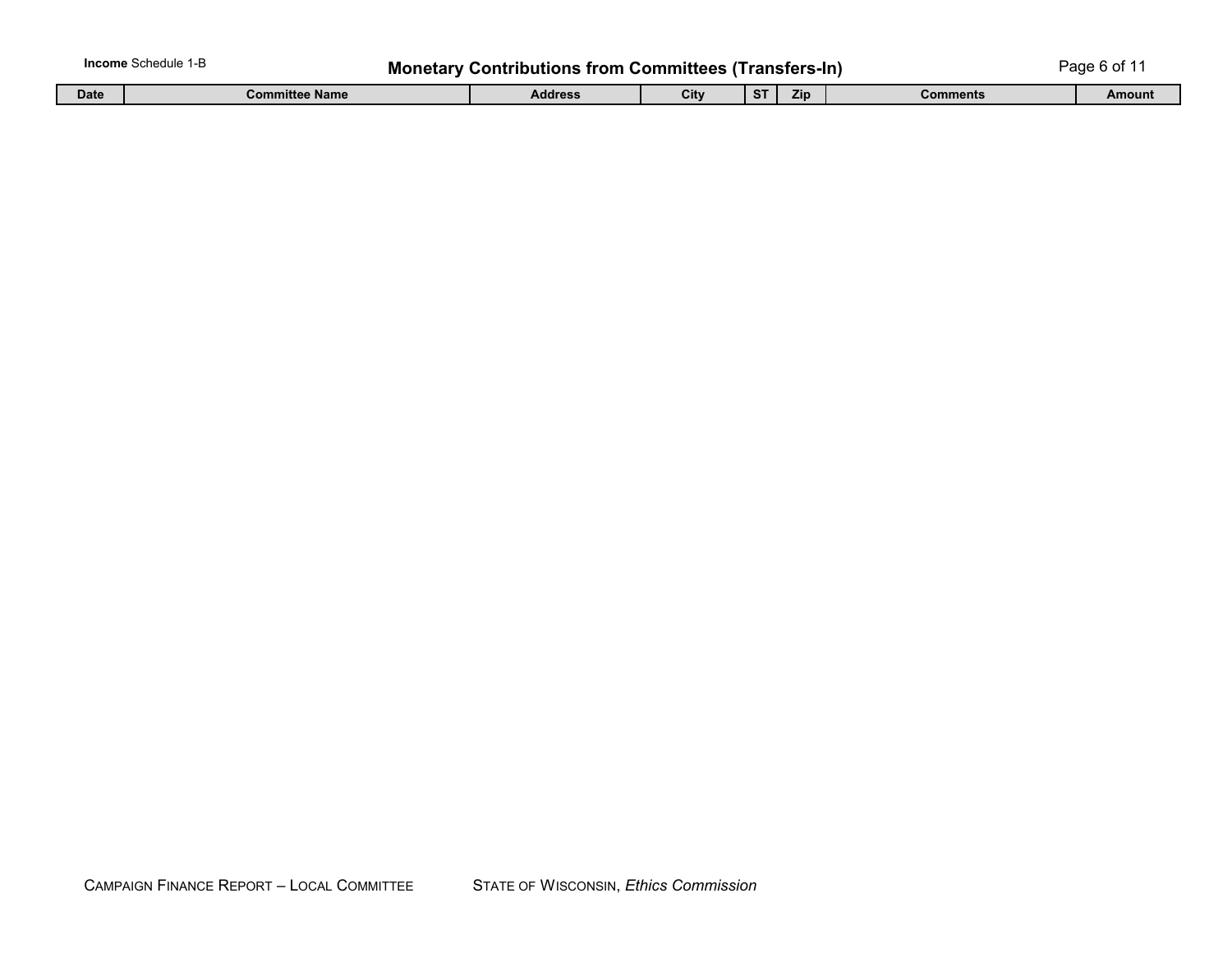**Income** Schedule 1-B

# Monetary Contributions from Committees (Transfers-In)

| Date | Committee Name | Address | City | ST | Zip | Comments | Amount |
|---|---|---|---|---|---|---|---|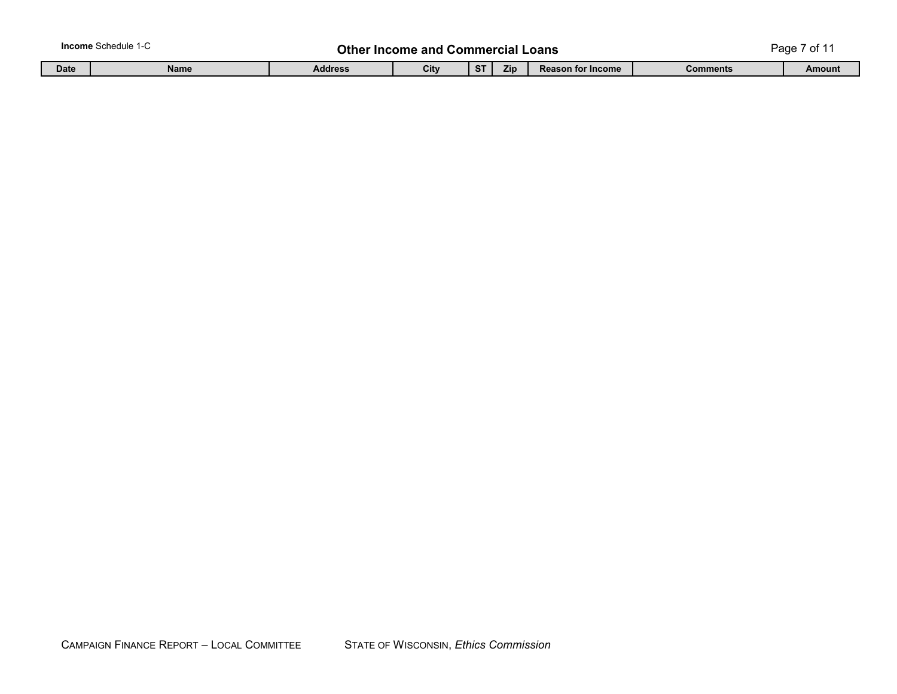**Income** Schedule 1-C

# Other Income and Commercial Loans

| Date | Name | Address | City | ST | Zip | Reason for Income | Comments | Amount |
|---|---|---|---|---|---|---|---|---|

CAMPAIGN FINANCE REPORT – LOCAL COMMITTEE    STATE OF WISCONSIN, *Ethics Commission*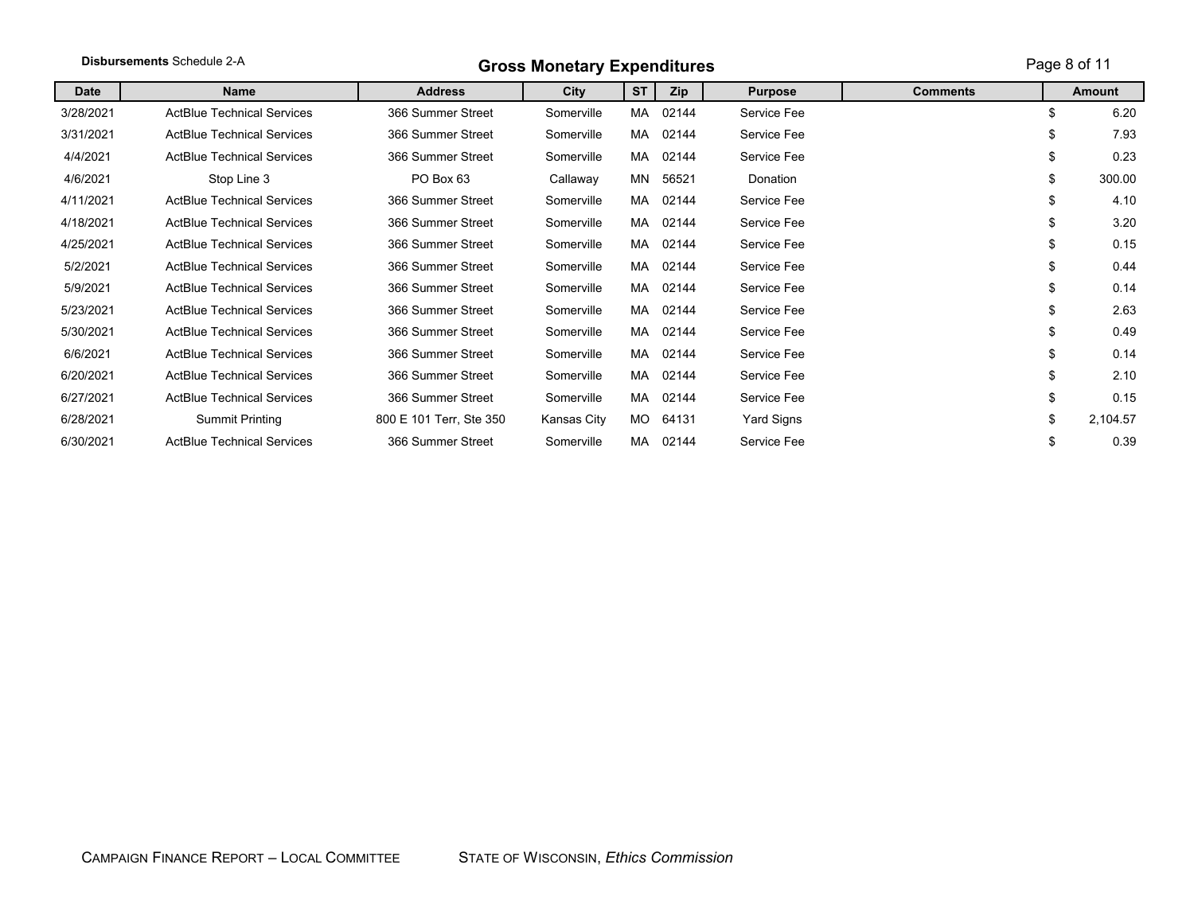**Disbursements** Schedule 2-A

## Gross Monetary Expenditures

| Date | Name | Address | City | ST | Zip | Purpose | Comments | Amount |
|---|---|---|---|---|---|---|---|---|
| 3/28/2021 | ActBlue Technical Services | 366 Summer Street | Somerville | MA | 02144 | Service Fee | | $ 6.20 |
| 3/31/2021 | ActBlue Technical Services | 366 Summer Street | Somerville | MA | 02144 | Service Fee | | $ 7.93 |
| 4/4/2021 | ActBlue Technical Services | 366 Summer Street | Somerville | MA | 02144 | Service Fee | | $ 0.23 |
| 4/6/2021 | Stop Line 3 | PO Box 63 | Callaway | MN | 56521 | Donation | | $ 300.00 |
| 4/11/2021 | ActBlue Technical Services | 366 Summer Street | Somerville | MA | 02144 | Service Fee | | $ 4.10 |
| 4/18/2021 | ActBlue Technical Services | 366 Summer Street | Somerville | MA | 02144 | Service Fee | | $ 3.20 |
| 4/25/2021 | ActBlue Technical Services | 366 Summer Street | Somerville | MA | 02144 | Service Fee | | $ 0.15 |
| 5/2/2021 | ActBlue Technical Services | 366 Summer Street | Somerville | MA | 02144 | Service Fee | | $ 0.44 |
| 5/9/2021 | ActBlue Technical Services | 366 Summer Street | Somerville | MA | 02144 | Service Fee | | $ 0.14 |
| 5/23/2021 | ActBlue Technical Services | 366 Summer Street | Somerville | MA | 02144 | Service Fee | | $ 2.63 |
| 5/30/2021 | ActBlue Technical Services | 366 Summer Street | Somerville | MA | 02144 | Service Fee | | $ 0.49 |
| 6/6/2021 | ActBlue Technical Services | 366 Summer Street | Somerville | MA | 02144 | Service Fee | | $ 0.14 |
| 6/20/2021 | ActBlue Technical Services | 366 Summer Street | Somerville | MA | 02144 | Service Fee | | $ 2.10 |
| 6/27/2021 | ActBlue Technical Services | 366 Summer Street | Somerville | MA | 02144 | Service Fee | | $ 0.15 |
| 6/28/2021 | Summit Printing | 800 E 101 Terr, Ste 350 | Kansas City | MO | 64131 | Yard Signs | | $ 2,104.57 |
| 6/30/2021 | ActBlue Technical Services | 366 Summer Street | Somerville | MA | 02144 | Service Fee | | $ 0.39 |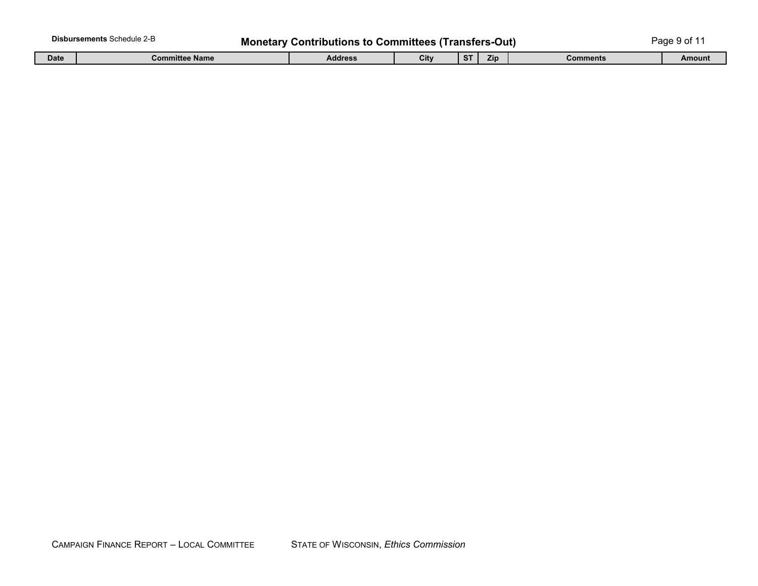**Disbursements** Schedule 2-B

# Monetary Contributions to Committees (Transfers-Out)

| Date | Committee Name | Address | City | ST | Zip | Comments | Amount |
|---|---|---|---|---|---|---|---|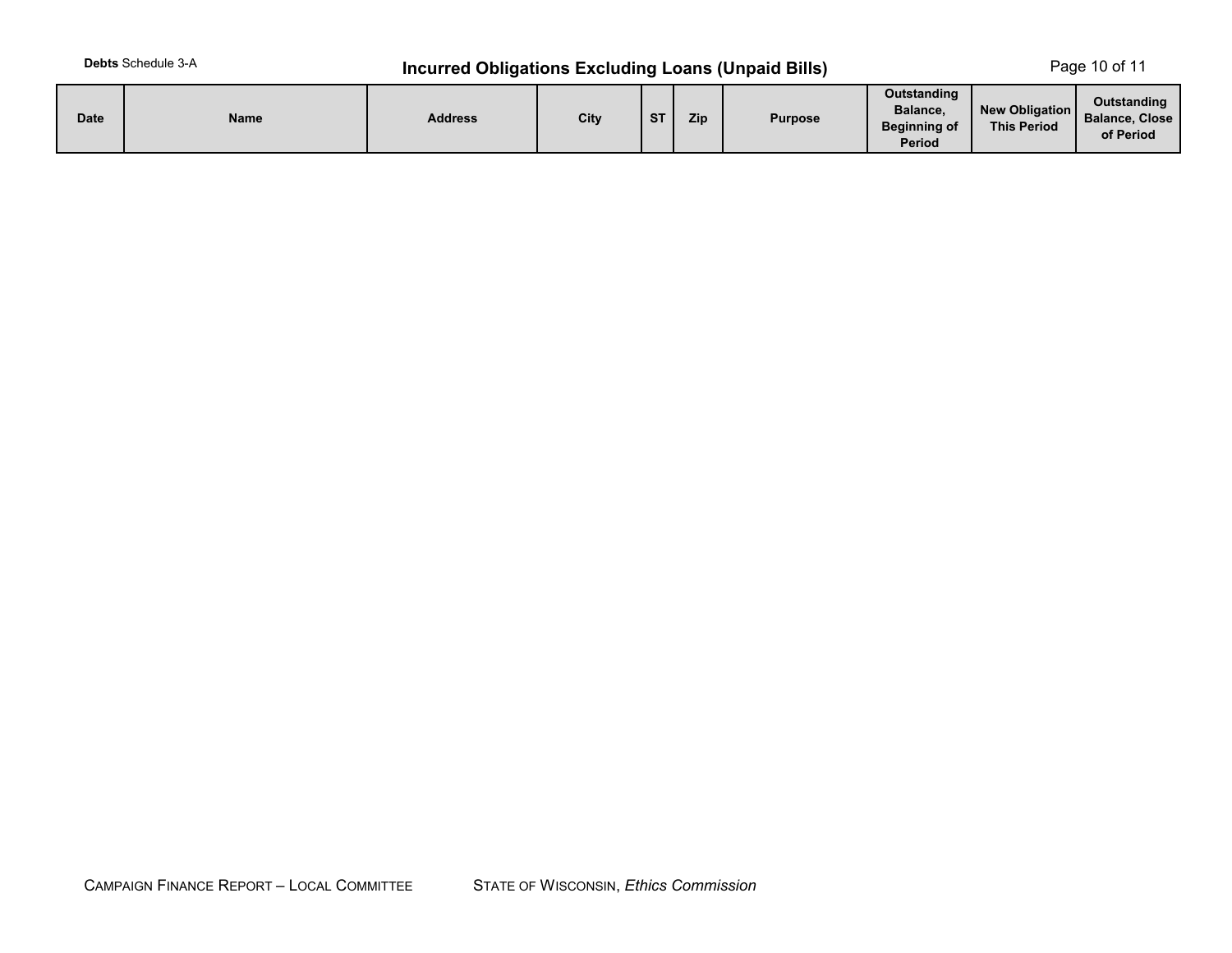**Debts** Schedule 3-A

## Incurred Obligations Excluding Loans (Unpaid Bills)

| Date | Name | Address | City | ST | Zip | Purpose | Outstanding Balance, Beginning of Period | New Obligation This Period | Outstanding Balance, Close of Period |
|---|---|---|---|---|---|---|---|---|---|

Campaign Finance Report – Local Committee    State of Wisconsin, *Ethics Commission*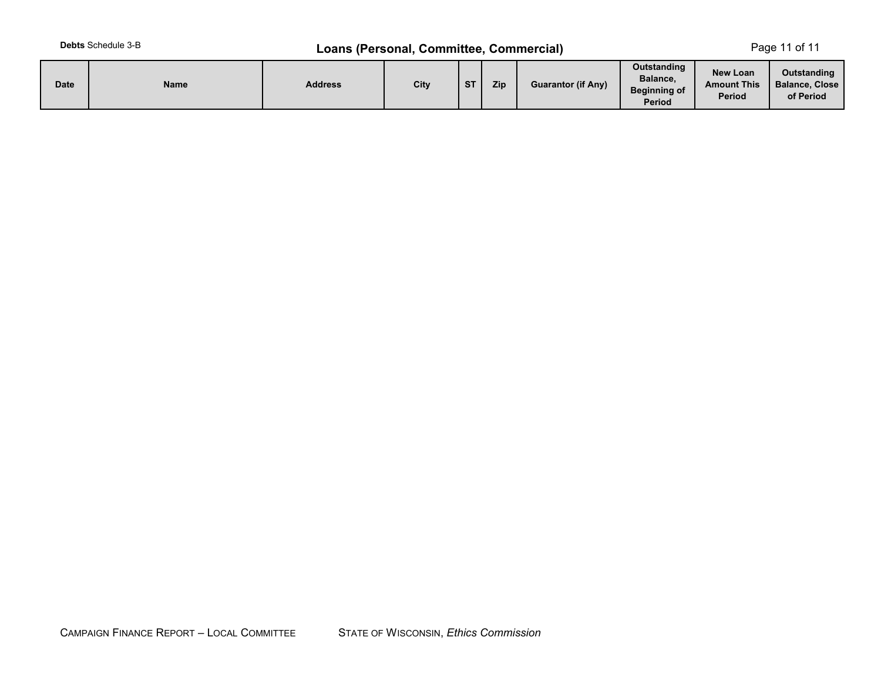**Debts** Schedule 3-B

## Loans (Personal, Committee, Commercial)

| Date | Name | Address | City | ST | Zip | Guarantor (if Any) | Outstanding Balance, Beginning of Period | New Loan Amount This Period | Outstanding Balance, Close of Period |
|---|---|---|---|---|---|---|---|---|---|